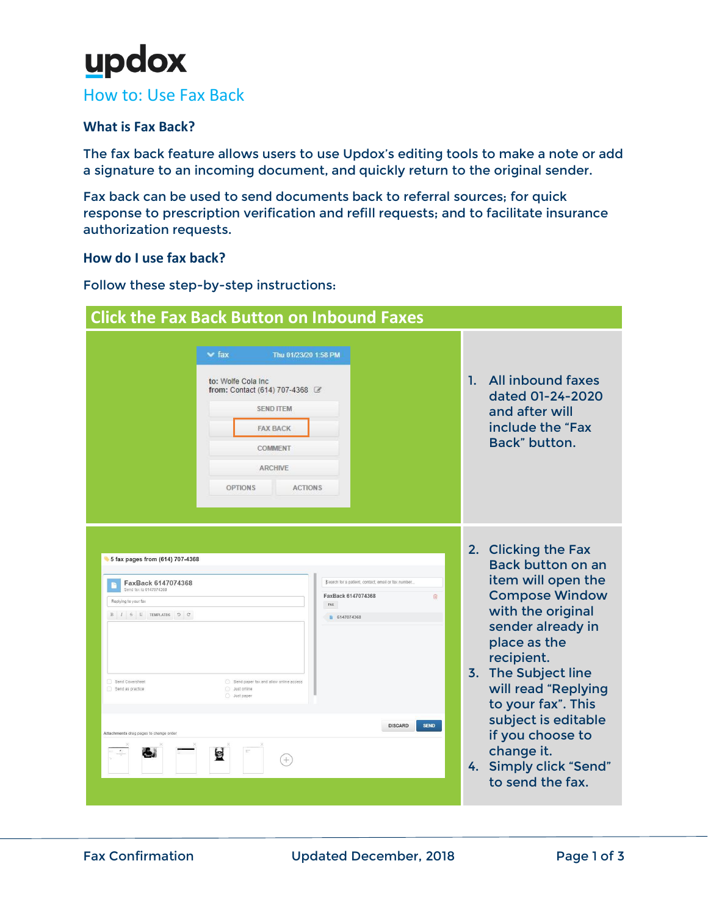# updox

## How to: Use Fax Back

### What is Fax Back?

The fax back feature allows users to use Updox's editing tools to make a note or add a signature to an incoming document, and quickly return to the original sender.

Fax back can be used to send documents back to referral sources; for quick response to prescription verification and refill requests; and to facilitate insurance authorization requests.

### How do I use fax back?

Follow these step-by-step instructions:

## Click the Fax Back Button on Inbound Faxes

1. All inbound faxes dated 01-24-2020 and after will include the "Fax Back" button.
2. Clicking the Fax Back button on an item will open the Compose Window with the original sender already in place as the recipient.
3. The Subject line will read "Replying to your fax". This subject is editable if you choose to change it.
4. Simply click "Send" to send the fax.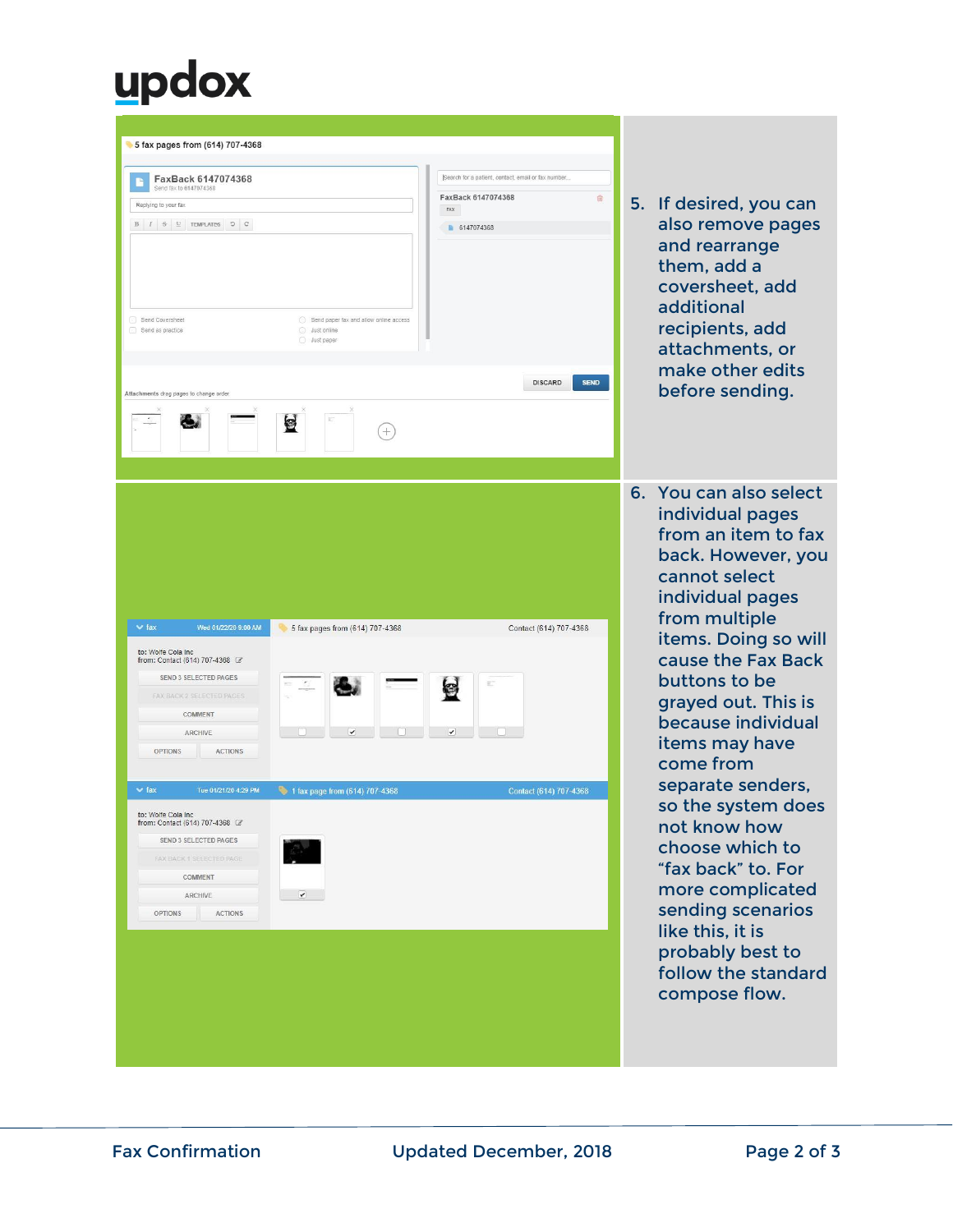5. If desired, you can also remove pages and rearrange them, add a coversheet, add additional recipients, add attachments, or make other edits before sending.

6. You can also select individual pages from an item to fax back. However, you cannot select individual pages from multiple items. Doing so will cause the Fax Back buttons to be grayed out. This is because individual items may have come from separate senders, so the system does not know how choose which to "fax back" to. For more complicated sending scenarios like this, it is probably best to follow the standard compose flow.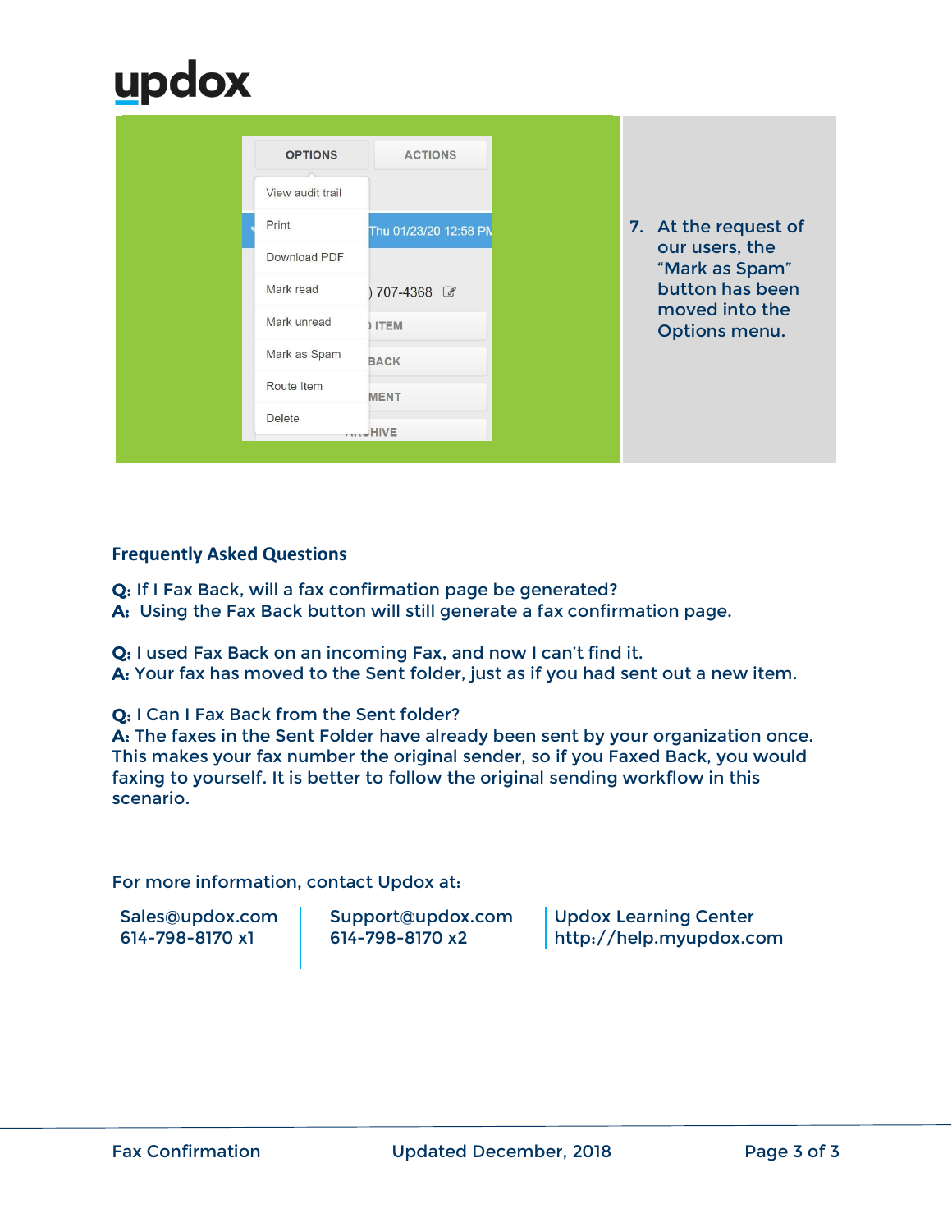updox

OPTIONS ACTIONS

View audit trail
Print
Download PDF
Mark read
Mark unread
Mark as Spam
Route Item
Delete

7. At the request of our users, the "Mark as Spam" button has been moved into the Options menu.

## Frequently Asked Questions

**Q:** If I Fax Back, will a fax confirmation page be generated?
**A:** Using the Fax Back button will still generate a fax confirmation page.

**Q:** I used Fax Back on an incoming Fax, and now I can't find it.
**A:** Your fax has moved to the Sent folder, just as if you had sent out a new item.

**Q:** I Can I Fax Back from the Sent folder?
**A:** The faxes in the Sent Folder have already been sent by your organization once. This makes your fax number the original sender, so if you Faxed Back, you would faxing to yourself. It is better to follow the original sending workflow in this scenario.

For more information, contact Updox at:

Sales@updox.com
614-798-8170 x1

Support@updox.com
614-798-8170 x2

Updox Learning Center
http://help.myupdox.com